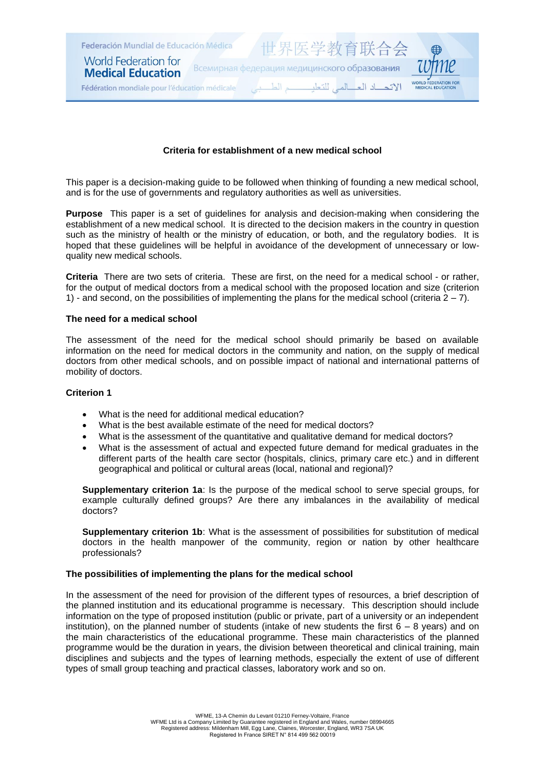# Criteria for establishment of a new medical school

This paper is a decision-making guide to be followed when thinking of founding a new medical school, and is for the use of governments and regulatory authorities as well as universities.

**Purpose** This paper is a set of guidelines for analysis and decision-making when considering the establishment of a new medical school. It is directed to the decision makers in the country in question such as the ministry of health or the ministry of education, or both, and the regulatory bodies. It is hoped that these guidelines will be helpful in avoidance of the development of unnecessary or low-quality new medical schools.

**Criteria** There are two sets of criteria. These are first, on the need for a medical school - or rather, for the output of medical doctors from a medical school with the proposed location and size (criterion 1) - and second, on the possibilities of implementing the plans for the medical school (criteria 2 – 7).

## The need for a medical school

The assessment of the need for the medical school should primarily be based on available information on the need for medical doctors in the community and nation, on the supply of medical doctors from other medical schools, and on possible impact of national and international patterns of mobility of doctors.

### Criterion 1

- What is the need for additional medical education?
- What is the best available estimate of the need for medical doctors?
- What is the assessment of the quantitative and qualitative demand for medical doctors?
- What is the assessment of actual and expected future demand for medical graduates in the different parts of the health care sector (hospitals, clinics, primary care etc.) and in different geographical and political or cultural areas (local, national and regional)?

**Supplementary criterion 1a**: Is the purpose of the medical school to serve special groups, for example culturally defined groups? Are there any imbalances in the availability of medical doctors?

**Supplementary criterion 1b**: What is the assessment of possibilities for substitution of medical doctors in the health manpower of the community, region or nation by other healthcare professionals?

## The possibilities of implementing the plans for the medical school

In the assessment of the need for provision of the different types of resources, a brief description of the planned institution and its educational programme is necessary. This description should include information on the type of proposed institution (public or private, part of a university or an independent institution), on the planned number of students (intake of new students the first 6 – 8 years) and on the main characteristics of the educational programme. These main characteristics of the planned programme would be the duration in years, the division between theoretical and clinical training, main disciplines and subjects and the types of learning methods, especially the extent of use of different types of small group teaching and practical classes, laboratory work and so on.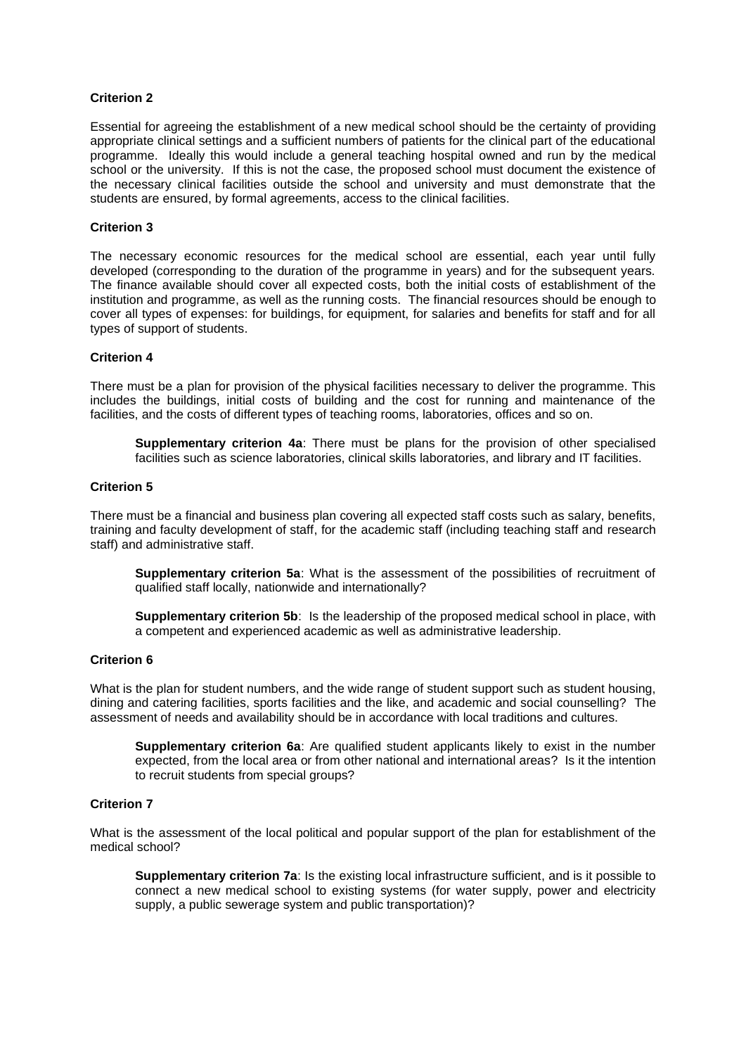**Criterion 2**

Essential for agreeing the establishment of a new medical school should be the certainty of providing appropriate clinical settings and a sufficient numbers of patients for the clinical part of the educational programme. Ideally this would include a general teaching hospital owned and run by the medical school or the university. If this is not the case, the proposed school must document the existence of the necessary clinical facilities outside the school and university and must demonstrate that the students are ensured, by formal agreements, access to the clinical facilities.

**Criterion 3**

The necessary economic resources for the medical school are essential, each year until fully developed (corresponding to the duration of the programme in years) and for the subsequent years. The finance available should cover all expected costs, both the initial costs of establishment of the institution and programme, as well as the running costs. The financial resources should be enough to cover all types of expenses: for buildings, for equipment, for salaries and benefits for staff and for all types of support of students.

**Criterion 4**

There must be a plan for provision of the physical facilities necessary to deliver the programme. This includes the buildings, initial costs of building and the cost for running and maintenance of the facilities, and the costs of different types of teaching rooms, laboratories, offices and so on.

> **Supplementary criterion 4a**: There must be plans for the provision of other specialised facilities such as science laboratories, clinical skills laboratories, and library and IT facilities.

**Criterion 5**

There must be a financial and business plan covering all expected staff costs such as salary, benefits, training and faculty development of staff, for the academic staff (including teaching staff and research staff) and administrative staff.

> **Supplementary criterion 5a**: What is the assessment of the possibilities of recruitment of qualified staff locally, nationwide and internationally?
>
> **Supplementary criterion 5b**: Is the leadership of the proposed medical school in place, with a competent and experienced academic as well as administrative leadership.

**Criterion 6**

What is the plan for student numbers, and the wide range of student support such as student housing, dining and catering facilities, sports facilities and the like, and academic and social counselling? The assessment of needs and availability should be in accordance with local traditions and cultures.

> **Supplementary criterion 6a**: Are qualified student applicants likely to exist in the number expected, from the local area or from other national and international areas? Is it the intention to recruit students from special groups?

**Criterion 7**

What is the assessment of the local political and popular support of the plan for establishment of the medical school?

> **Supplementary criterion 7a**: Is the existing local infrastructure sufficient, and is it possible to connect a new medical school to existing systems (for water supply, power and electricity supply, a public sewerage system and public transportation)?